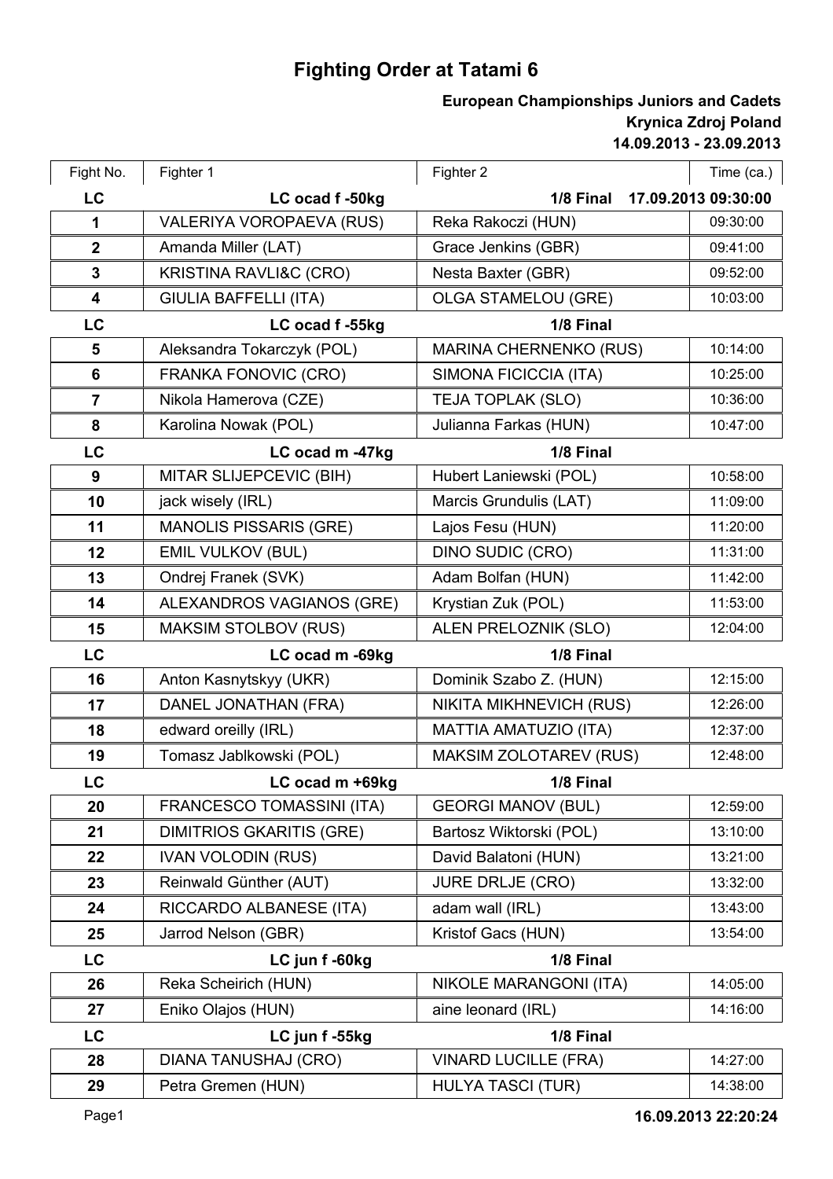# Fighting Order at Tatami 6

**European Championships Juniors and Cadets**
**Krynica Zdroj Poland**
**14.09.2013 - 23.09.2013**

| Fight No. | Fighter 1 | Fighter 2 | Time (ca.) |
|---|---|---|---|
| **LC** | **LC ocad f -50kg** | **1/8 Final** | **17.09.2013 09:30:00** |
| 1 | VALERIYA VOROPAEVA (RUS) | Reka Rakoczi (HUN) | 09:30:00 |
| 2 | Amanda Miller (LAT) | Grace Jenkins (GBR) | 09:41:00 |
| 3 | KRISTINA RAVLI&C (CRO) | Nesta Baxter (GBR) | 09:52:00 |
| 4 | GIULIA BAFFELLI (ITA) | OLGA STAMELOU (GRE) | 10:03:00 |
| **LC** | **LC ocad f -55kg** | **1/8 Final** | |
| 5 | Aleksandra Tokarczyk (POL) | MARINA CHERNENKO (RUS) | 10:14:00 |
| 6 | FRANKA FONOVIC (CRO) | SIMONA FICICCIA (ITA) | 10:25:00 |
| 7 | Nikola Hamerova (CZE) | TEJA TOPLAK (SLO) | 10:36:00 |
| 8 | Karolina Nowak (POL) | Julianna Farkas (HUN) | 10:47:00 |
| **LC** | **LC ocad m -47kg** | **1/8 Final** | |
| 9 | MITAR SLIJEPCEVIC (BIH) | Hubert Laniewski (POL) | 10:58:00 |
| 10 | jack wisely (IRL) | Marcis Grundulis (LAT) | 11:09:00 |
| 11 | MANOLIS PISSARIS (GRE) | Lajos Fesu (HUN) | 11:20:00 |
| 12 | EMIL VULKOV (BUL) | DINO SUDIC (CRO) | 11:31:00 |
| 13 | Ondrej Franek (SVK) | Adam Bolfan (HUN) | 11:42:00 |
| 14 | ALEXANDROS VAGIANOS (GRE) | Krystian Zuk (POL) | 11:53:00 |
| 15 | MAKSIM STOLBOV (RUS) | ALEN PRELOZNIK (SLO) | 12:04:00 |
| **LC** | **LC ocad m -69kg** | **1/8 Final** | |
| 16 | Anton Kasnytskyy (UKR) | Dominik Szabo Z. (HUN) | 12:15:00 |
| 17 | DANEL JONATHAN (FRA) | NIKITA MIKHNEVICH (RUS) | 12:26:00 |
| 18 | edward oreilly (IRL) | MATTIA AMATUZIO (ITA) | 12:37:00 |
| 19 | Tomasz Jablkowski (POL) | MAKSIM ZOLOTAREV (RUS) | 12:48:00 |
| **LC** | **LC ocad m +69kg** | **1/8 Final** | |
| 20 | FRANCESCO TOMASSINI (ITA) | GEORGI MANOV (BUL) | 12:59:00 |
| 21 | DIMITRIOS GKARITIS (GRE) | Bartosz Wiktorski (POL) | 13:10:00 |
| 22 | IVAN VOLODIN (RUS) | David Balatoni (HUN) | 13:21:00 |
| 23 | Reinwald Günther (AUT) | JURE DRLJE (CRO) | 13:32:00 |
| 24 | RICCARDO ALBANESE (ITA) | adam wall (IRL) | 13:43:00 |
| 25 | Jarrod Nelson (GBR) | Kristof Gacs (HUN) | 13:54:00 |
| **LC** | **LC jun f -60kg** | **1/8 Final** | |
| 26 | Reka Scheirich (HUN) | NIKOLE MARANGONI (ITA) | 14:05:00 |
| 27 | Eniko Olajos (HUN) | aine leonard (IRL) | 14:16:00 |
| **LC** | **LC jun f -55kg** | **1/8 Final** | |
| 28 | DIANA TANUSHAJ (CRO) | VINARD LUCILLE (FRA) | 14:27:00 |
| 29 | Petra Gremen (HUN) | HULYA TASCI (TUR) | 14:38:00 |

**16.09.2013 22:20:24**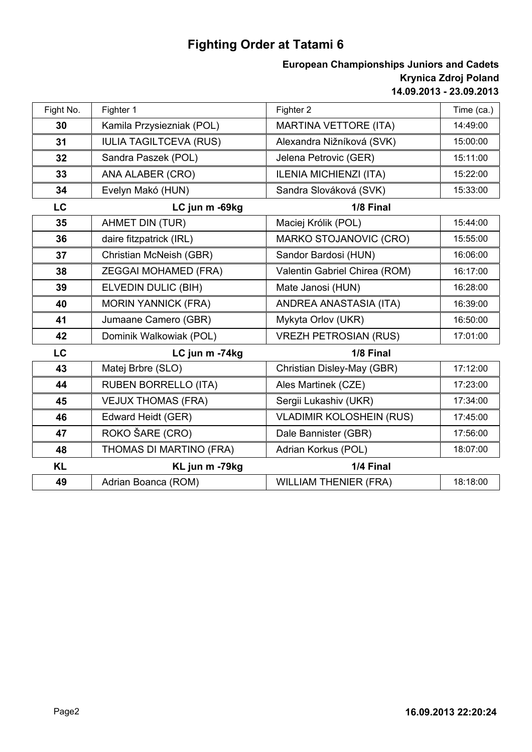# Fighting Order at Tatami 6

**European Championships Juniors and Cadets**
**Krynica Zdroj Poland**
**14.09.2013 - 23.09.2013**

| Fight No. | Fighter 1 | Fighter 2 | Time (ca.) |
|---|---|---|---|
| **30** | Kamila Przysiezniak (POL) | MARTINA VETTORE (ITA) | 14:49:00 |
| **31** | IULIA TAGILTCEVA (RUS) | Alexandra Nižníková (SVK) | 15:00:00 |
| **32** | Sandra Paszek (POL) | Jelena Petrovic (GER) | 15:11:00 |
| **33** | ANA ALABER (CRO) | ILENIA MICHIENZI (ITA) | 15:22:00 |
| **34** | Evelyn Makó (HUN) | Sandra Slováková (SVK) | 15:33:00 |
| **LC** | **LC jun m -69kg** | **1/8 Final** | |
| **35** | AHMET DIN (TUR) | Maciej Królik (POL) | 15:44:00 |
| **36** | daire fitzpatrick (IRL) | MARKO STOJANOVIC (CRO) | 15:55:00 |
| **37** | Christian McNeish (GBR) | Sandor Bardosi (HUN) | 16:06:00 |
| **38** | ZEGGAI MOHAMED (FRA) | Valentin Gabriel Chirea (ROM) | 16:17:00 |
| **39** | ELVEDIN DULIC (BIH) | Mate Janosi (HUN) | 16:28:00 |
| **40** | MORIN YANNICK (FRA) | ANDREA ANASTASIA (ITA) | 16:39:00 |
| **41** | Jumaane Camero (GBR) | Mykyta Orlov (UKR) | 16:50:00 |
| **42** | Dominik Walkowiak (POL) | VREZH PETROSIAN (RUS) | 17:01:00 |
| **LC** | **LC jun m -74kg** | **1/8 Final** | |
| **43** | Matej Brbre (SLO) | Christian Disley-May (GBR) | 17:12:00 |
| **44** | RUBEN BORRELLO (ITA) | Ales Martinek (CZE) | 17:23:00 |
| **45** | VEJUX THOMAS (FRA) | Sergii Lukashiv (UKR) | 17:34:00 |
| **46** | Edward Heidt (GER) | VLADIMIR KOLOSHEIN (RUS) | 17:45:00 |
| **47** | ROKO ŠARE (CRO) | Dale Bannister (GBR) | 17:56:00 |
| **48** | THOMAS DI MARTINO (FRA) | Adrian Korkus (POL) | 18:07:00 |
| **KL** | **KL jun m -79kg** | **1/4 Final** | |
| **49** | Adrian Boanca (ROM) | WILLIAM THENIER (FRA) | 18:18:00 |

**16.09.2013 22:20:24**